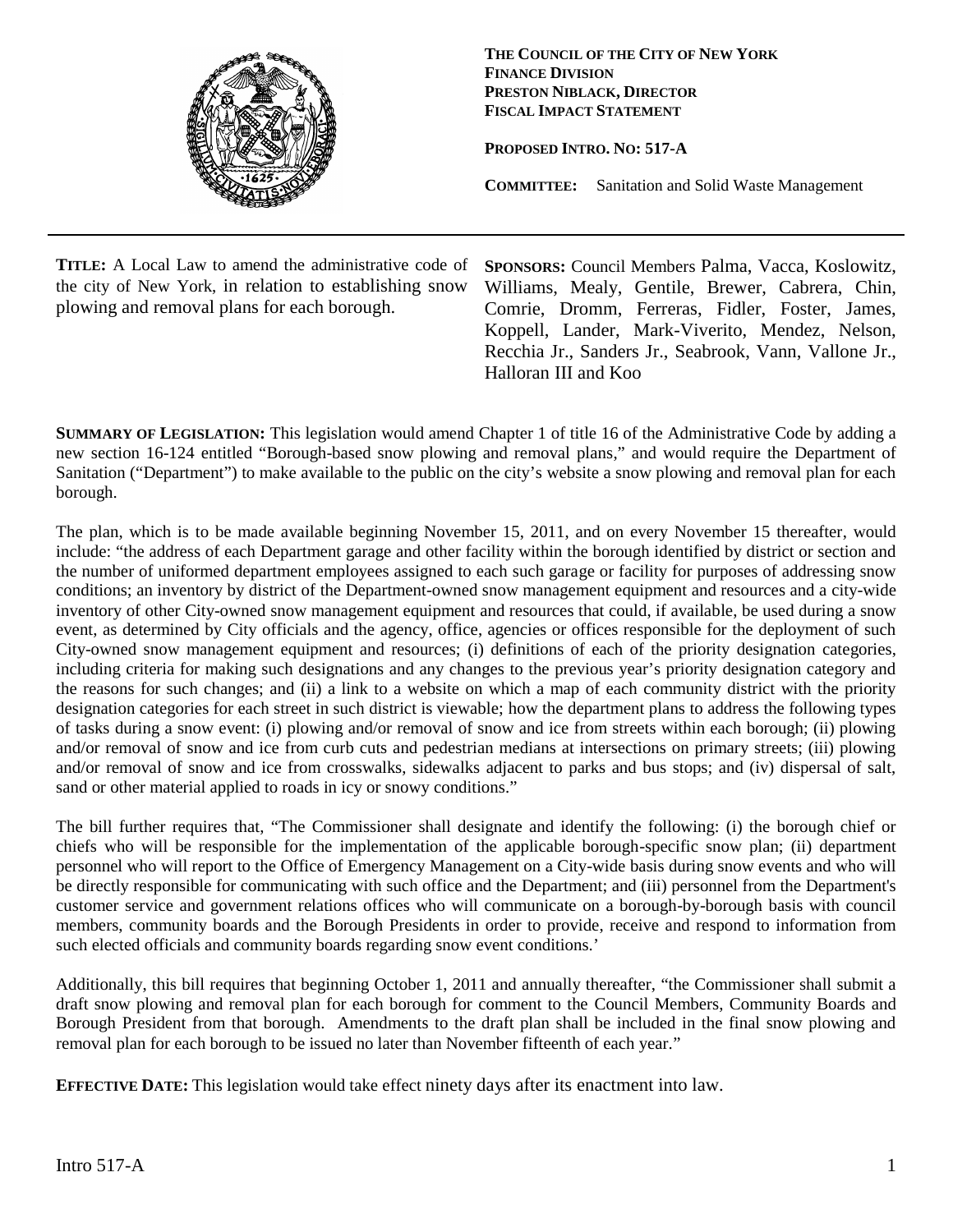**THE COUNCIL OF THE CITY OF NEW YORK**
**FINANCE DIVISION**
**PRESTON NIBLACK, DIRECTOR**
**FISCAL IMPACT STATEMENT**

**PROPOSED INTRO. NO: 517-A**

**COMMITTEE:** Sanitation and Solid Waste Management

---

**TITLE:** A Local Law to amend the administrative code of the city of New York, in relation to establishing snow plowing and removal plans for each borough.

**SPONSORS:** Council Members Palma, Vacca, Koslowitz, Williams, Mealy, Gentile, Brewer, Cabrera, Chin, Comrie, Dromm, Ferreras, Fidler, Foster, James, Koppell, Lander, Mark-Viverito, Mendez, Nelson, Recchia Jr., Sanders Jr., Seabrook, Vann, Vallone Jr., Halloran III and Koo

**SUMMARY OF LEGISLATION:** This legislation would amend Chapter 1 of title 16 of the Administrative Code by adding a new section 16-124 entitled "Borough-based snow plowing and removal plans," and would require the Department of Sanitation ("Department") to make available to the public on the city's website a snow plowing and removal plan for each borough.

The plan, which is to be made available beginning November 15, 2011, and on every November 15 thereafter, would include: "the address of each Department garage and other facility within the borough identified by district or section and the number of uniformed department employees assigned to each such garage or facility for purposes of addressing snow conditions; an inventory by district of the Department-owned snow management equipment and resources and a city-wide inventory of other City-owned snow management equipment and resources that could, if available, be used during a snow event, as determined by City officials and the agency, office, agencies or offices responsible for the deployment of such City-owned snow management equipment and resources; (i) definitions of each of the priority designation categories, including criteria for making such designations and any changes to the previous year's priority designation category and the reasons for such changes; and (ii) a link to a website on which a map of each community district with the priority designation categories for each street in such district is viewable; how the department plans to address the following types of tasks during a snow event: (i) plowing and/or removal of snow and ice from streets within each borough; (ii) plowing and/or removal of snow and ice from curb cuts and pedestrian medians at intersections on primary streets; (iii) plowing and/or removal of snow and ice from crosswalks, sidewalks adjacent to parks and bus stops; and (iv) dispersal of salt, sand or other material applied to roads in icy or snowy conditions."

The bill further requires that, "The Commissioner shall designate and identify the following: (i) the borough chief or chiefs who will be responsible for the implementation of the applicable borough-specific snow plan; (ii) department personnel who will report to the Office of Emergency Management on a City-wide basis during snow events and who will be directly responsible for communicating with such office and the Department; and (iii) personnel from the Department's customer service and government relations offices who will communicate on a borough-by-borough basis with council members, community boards and the Borough Presidents in order to provide, receive and respond to information from such elected officials and community boards regarding snow event conditions.'

Additionally, this bill requires that beginning October 1, 2011 and annually thereafter, "the Commissioner shall submit a draft snow plowing and removal plan for each borough for comment to the Council Members, Community Boards and Borough President from that borough. Amendments to the draft plan shall be included in the final snow plowing and removal plan for each borough to be issued no later than November fifteenth of each year."

**EFFECTIVE DATE:** This legislation would take effect ninety days after its enactment into law.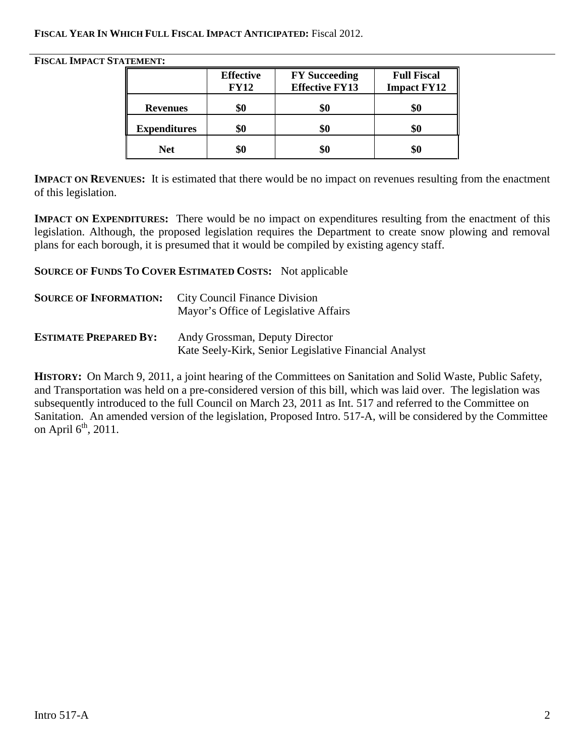**FISCAL YEAR IN WHICH FULL FISCAL IMPACT ANTICIPATED:** Fiscal 2012.

**FISCAL IMPACT STATEMENT:**

| | Effective FY12 | FY Succeeding Effective FY13 | Full Fiscal Impact FY12 |
|---|---|---|---|
| **Revenues** | **$0** | **$0** | **$0** |
| **Expenditures** | **$0** | **$0** | **$0** |
| **Net** | **$0** | **$0** | **$0** |

**IMPACT ON REVENUES:** It is estimated that there would be no impact on revenues resulting from the enactment of this legislation.

**IMPACT ON EXPENDITURES:** There would be no impact on expenditures resulting from the enactment of this legislation. Although, the proposed legislation requires the Department to create snow plowing and removal plans for each borough, it is presumed that it would be compiled by existing agency staff.

**SOURCE OF FUNDS TO COVER ESTIMATED COSTS:** Not applicable

**SOURCE OF INFORMATION:** City Council Finance Division
Mayor's Office of Legislative Affairs

**ESTIMATE PREPARED BY:** Andy Grossman, Deputy Director
Kate Seely-Kirk, Senior Legislative Financial Analyst

**HISTORY:** On March 9, 2011, a joint hearing of the Committees on Sanitation and Solid Waste, Public Safety, and Transportation was held on a pre-considered version of this bill, which was laid over. The legislation was subsequently introduced to the full Council on March 23, 2011 as Int. 517 and referred to the Committee on Sanitation. An amended version of the legislation, Proposed Intro. 517-A, will be considered by the Committee on April 6th, 2011.